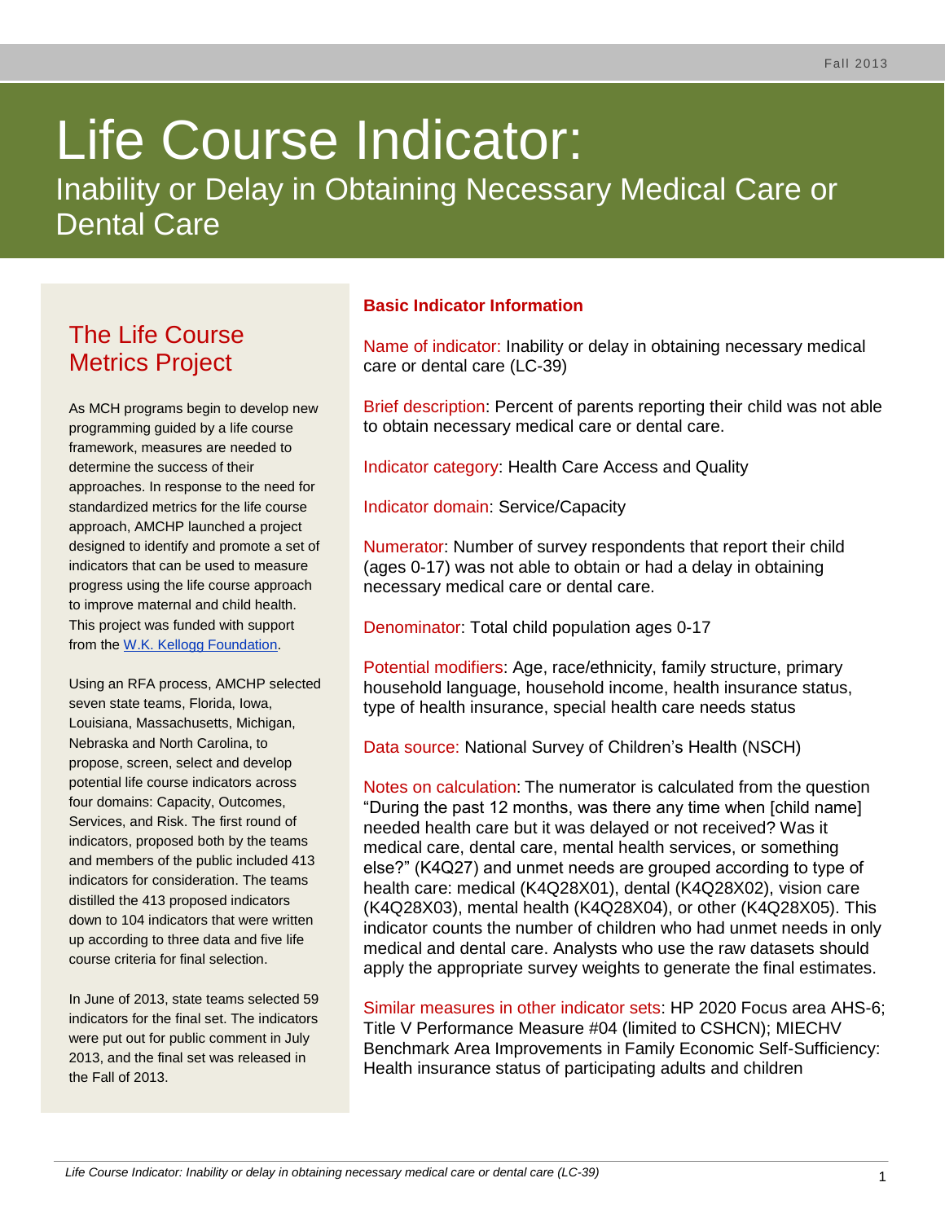# Life Course Indicator:

## Inability or Delay in Obtaining Necessary Medical Care or Dental Care

### The Life Course Metrics Project

As MCH programs begin to develop new programming guided by a life course framework, measures are needed to determine the success of their approaches. In response to the need for standardized metrics for the life course approach, AMCHP launched a project designed to identify and promote a set of indicators that can be used to measure progress using the life course approach to improve maternal and child health. This project was funded with support from the W.K. Kellogg Foundation.

Using an RFA process, AMCHP selected seven state teams, Florida, Iowa, Louisiana, Massachusetts, Michigan, Nebraska and North Carolina, to propose, screen, select and develop potential life course indicators across four domains: Capacity, Outcomes, Services, and Risk. The first round of indicators, proposed both by the teams and members of the public included 413 indicators for consideration. The teams distilled the 413 proposed indicators down to 104 indicators that were written up according to three data and five life course criteria for final selection.

In June of 2013, state teams selected 59 indicators for the final set. The indicators were put out for public comment in July 2013, and the final set was released in the Fall of 2013.

### Basic Indicator Information

Name of indicator: Inability or delay in obtaining necessary medical care or dental care (LC-39)

Brief description: Percent of parents reporting their child was not able to obtain necessary medical care or dental care.

Indicator category: Health Care Access and Quality

Indicator domain: Service/Capacity

Numerator: Number of survey respondents that report their child (ages 0-17) was not able to obtain or had a delay in obtaining necessary medical care or dental care.

Denominator: Total child population ages 0-17

Potential modifiers: Age, race/ethnicity, family structure, primary household language, household income, health insurance status, type of health insurance, special health care needs status

Data source: National Survey of Children's Health (NSCH)

Notes on calculation: The numerator is calculated from the question "During the past 12 months, was there any time when [child name] needed health care but it was delayed or not received? Was it medical care, dental care, mental health services, or something else?" (K4Q27) and unmet needs are grouped according to type of health care: medical (K4Q28X01), dental (K4Q28X02), vision care (K4Q28X03), mental health (K4Q28X04), or other (K4Q28X05). This indicator counts the number of children who had unmet needs in only medical and dental care. Analysts who use the raw datasets should apply the appropriate survey weights to generate the final estimates.

Similar measures in other indicator sets: HP 2020 Focus area AHS-6; Title V Performance Measure #04 (limited to CSHCN); MIECHV Benchmark Area Improvements in Family Economic Self-Sufficiency: Health insurance status of participating adults and children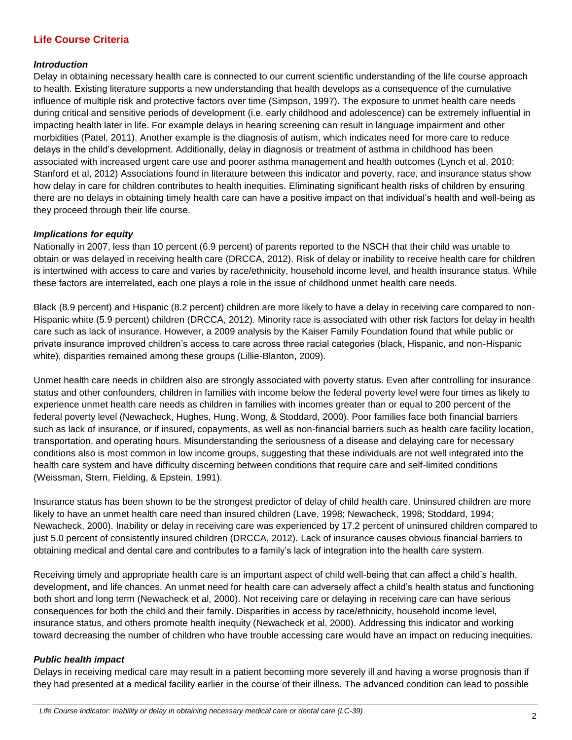## Life Course Criteria

### *Introduction*

Delay in obtaining necessary health care is connected to our current scientific understanding of the life course approach to health. Existing literature supports a new understanding that health develops as a consequence of the cumulative influence of multiple risk and protective factors over time (Simpson, 1997). The exposure to unmet health care needs during critical and sensitive periods of development (i.e. early childhood and adolescence) can be extremely influential in impacting health later in life. For example delays in hearing screening can result in language impairment and other morbidities (Patel, 2011). Another example is the diagnosis of autism, which indicates need for more care to reduce delays in the child's development. Additionally, delay in diagnosis or treatment of asthma in childhood has been associated with increased urgent care use and poorer asthma management and health outcomes (Lynch et al, 2010; Stanford et al, 2012) Associations found in literature between this indicator and poverty, race, and insurance status show how delay in care for children contributes to health inequities. Eliminating significant health risks of children by ensuring there are no delays in obtaining timely health care can have a positive impact on that individual's health and well-being as they proceed through their life course.

### *Implications for equity*

Nationally in 2007, less than 10 percent (6.9 percent) of parents reported to the NSCH that their child was unable to obtain or was delayed in receiving health care (DRCCA, 2012). Risk of delay or inability to receive health care for children is intertwined with access to care and varies by race/ethnicity, household income level, and health insurance status. While these factors are interrelated, each one plays a role in the issue of childhood unmet health care needs.

Black (8.9 percent) and Hispanic (8.2 percent) children are more likely to have a delay in receiving care compared to non-Hispanic white (5.9 percent) children (DRCCA, 2012). Minority race is associated with other risk factors for delay in health care such as lack of insurance. However, a 2009 analysis by the Kaiser Family Foundation found that while public or private insurance improved children's access to care across three racial categories (black, Hispanic, and non-Hispanic white), disparities remained among these groups (Lillie-Blanton, 2009).

Unmet health care needs in children also are strongly associated with poverty status. Even after controlling for insurance status and other confounders, children in families with income below the federal poverty level were four times as likely to experience unmet health care needs as children in families with incomes greater than or equal to 200 percent of the federal poverty level (Newacheck, Hughes, Hung, Wong, & Stoddard, 2000). Poor families face both financial barriers such as lack of insurance, or if insured, copayments, as well as non-financial barriers such as health care facility location, transportation, and operating hours. Misunderstanding the seriousness of a disease and delaying care for necessary conditions also is most common in low income groups, suggesting that these individuals are not well integrated into the health care system and have difficulty discerning between conditions that require care and self-limited conditions (Weissman, Stern, Fielding, & Epstein, 1991).

Insurance status has been shown to be the strongest predictor of delay of child health care. Uninsured children are more likely to have an unmet health care need than insured children (Lave, 1998; Newacheck, 1998; Stoddard, 1994; Newacheck, 2000). Inability or delay in receiving care was experienced by 17.2 percent of uninsured children compared to just 5.0 percent of consistently insured children (DRCCA, 2012). Lack of insurance causes obvious financial barriers to obtaining medical and dental care and contributes to a family's lack of integration into the health care system.

Receiving timely and appropriate health care is an important aspect of child well-being that can affect a child's health, development, and life chances. An unmet need for health care can adversely affect a child's health status and functioning both short and long term (Newacheck et al, 2000). Not receiving care or delaying in receiving care can have serious consequences for both the child and their family. Disparities in access by race/ethnicity, household income level, insurance status, and others promote health inequity (Newacheck et al, 2000). Addressing this indicator and working toward decreasing the number of children who have trouble accessing care would have an impact on reducing inequities.

### *Public health impact*

Delays in receiving medical care may result in a patient becoming more severely ill and having a worse prognosis than if they had presented at a medical facility earlier in the course of their illness. The advanced condition can lead to possible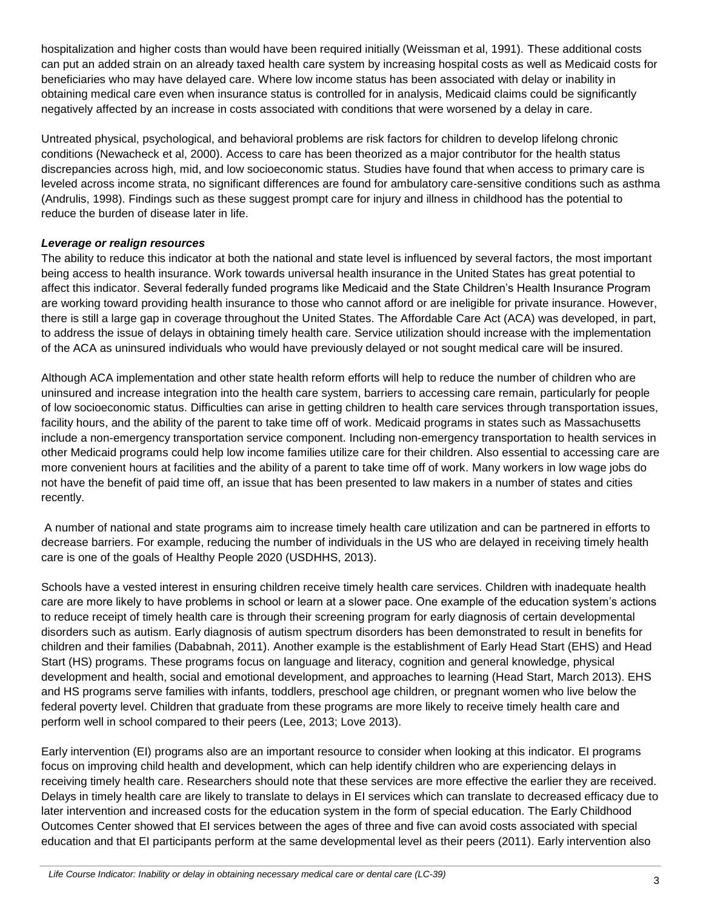hospitalization and higher costs than would have been required initially (Weissman et al, 1991). These additional costs can put an added strain on an already taxed health care system by increasing hospital costs as well as Medicaid costs for beneficiaries who may have delayed care. Where low income status has been associated with delay or inability in obtaining medical care even when insurance status is controlled for in analysis, Medicaid claims could be significantly negatively affected by an increase in costs associated with conditions that were worsened by a delay in care.

Untreated physical, psychological, and behavioral problems are risk factors for children to develop lifelong chronic conditions (Newacheck et al, 2000). Access to care has been theorized as a major contributor for the health status discrepancies across high, mid, and low socioeconomic status. Studies have found that when access to primary care is leveled across income strata, no significant differences are found for ambulatory care-sensitive conditions such as asthma (Andrulis, 1998). Findings such as these suggest prompt care for injury and illness in childhood has the potential to reduce the burden of disease later in life.

***Leverage or realign resources***

The ability to reduce this indicator at both the national and state level is influenced by several factors, the most important being access to health insurance. Work towards universal health insurance in the United States has great potential to affect this indicator. Several federally funded programs like Medicaid and the State Children's Health Insurance Program are working toward providing health insurance to those who cannot afford or are ineligible for private insurance. However, there is still a large gap in coverage throughout the United States. The Affordable Care Act (ACA) was developed, in part, to address the issue of delays in obtaining timely health care. Service utilization should increase with the implementation of the ACA as uninsured individuals who would have previously delayed or not sought medical care will be insured.

Although ACA implementation and other state health reform efforts will help to reduce the number of children who are uninsured and increase integration into the health care system, barriers to accessing care remain, particularly for people of low socioeconomic status. Difficulties can arise in getting children to health care services through transportation issues, facility hours, and the ability of the parent to take time off of work. Medicaid programs in states such as Massachusetts include a non-emergency transportation service component. Including non-emergency transportation to health services in other Medicaid programs could help low income families utilize care for their children. Also essential to accessing care are more convenient hours at facilities and the ability of a parent to take time off of work. Many workers in low wage jobs do not have the benefit of paid time off, an issue that has been presented to law makers in a number of states and cities recently.

A number of national and state programs aim to increase timely health care utilization and can be partnered in efforts to decrease barriers. For example, reducing the number of individuals in the US who are delayed in receiving timely health care is one of the goals of Healthy People 2020 (USDHHS, 2013).

Schools have a vested interest in ensuring children receive timely health care services. Children with inadequate health care are more likely to have problems in school or learn at a slower pace. One example of the education system's actions to reduce receipt of timely health care is through their screening program for early diagnosis of certain developmental disorders such as autism. Early diagnosis of autism spectrum disorders has been demonstrated to result in benefits for children and their families (Dababnah, 2011). Another example is the establishment of Early Head Start (EHS) and Head Start (HS) programs. These programs focus on language and literacy, cognition and general knowledge, physical development and health, social and emotional development, and approaches to learning (Head Start, March 2013). EHS and HS programs serve families with infants, toddlers, preschool age children, or pregnant women who live below the federal poverty level. Children that graduate from these programs are more likely to receive timely health care and perform well in school compared to their peers (Lee, 2013; Love 2013).

Early intervention (EI) programs also are an important resource to consider when looking at this indicator. EI programs focus on improving child health and development, which can help identify children who are experiencing delays in receiving timely health care. Researchers should note that these services are more effective the earlier they are received. Delays in timely health care are likely to translate to delays in EI services which can translate to decreased efficacy due to later intervention and increased costs for the education system in the form of special education. The Early Childhood Outcomes Center showed that EI services between the ages of three and five can avoid costs associated with special education and that EI participants perform at the same developmental level as their peers (2011). Early intervention also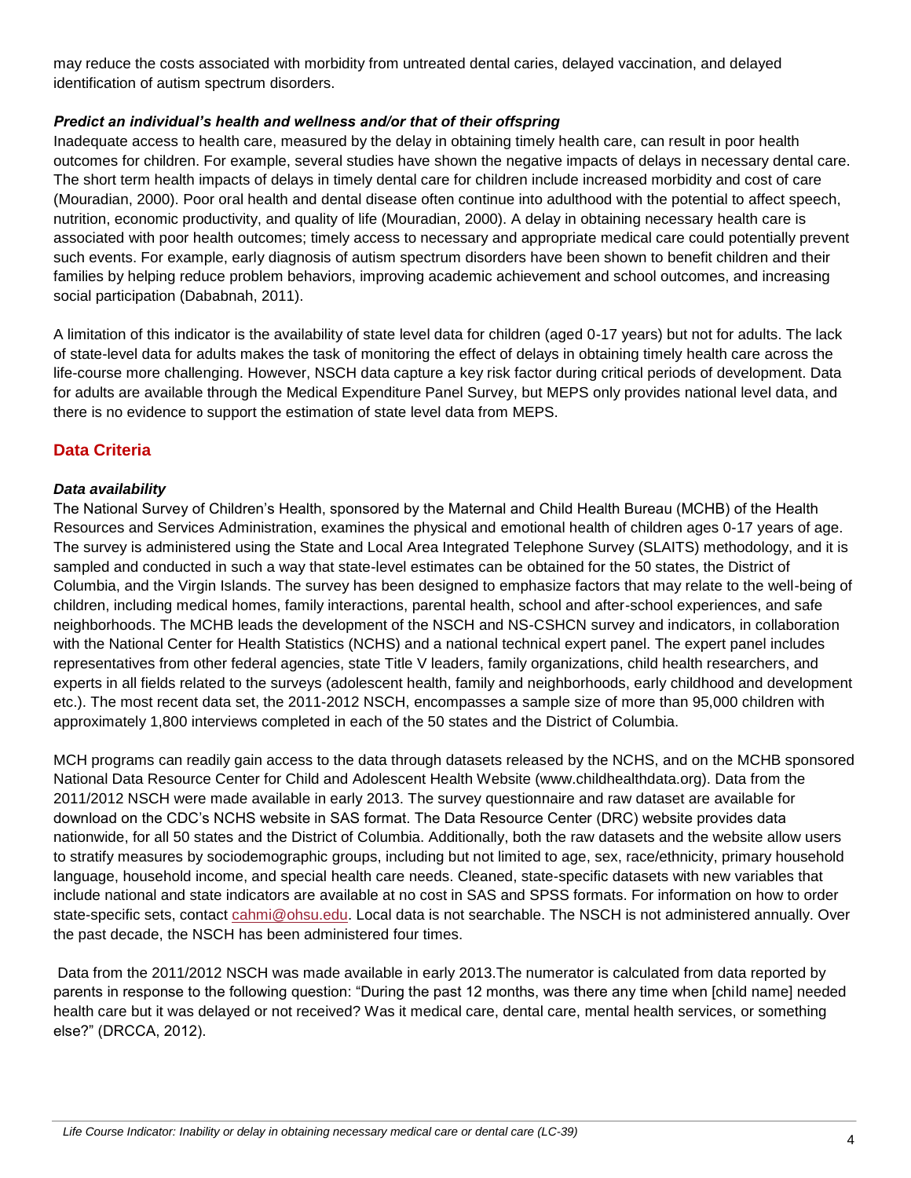may reduce the costs associated with morbidity from untreated dental caries, delayed vaccination, and delayed identification of autism spectrum disorders.

### *Predict an individual's health and wellness and/or that of their offspring*

Inadequate access to health care, measured by the delay in obtaining timely health care, can result in poor health outcomes for children. For example, several studies have shown the negative impacts of delays in necessary dental care. The short term health impacts of delays in timely dental care for children include increased morbidity and cost of care (Mouradian, 2000). Poor oral health and dental disease often continue into adulthood with the potential to affect speech, nutrition, economic productivity, and quality of life (Mouradian, 2000). A delay in obtaining necessary health care is associated with poor health outcomes; timely access to necessary and appropriate medical care could potentially prevent such events. For example, early diagnosis of autism spectrum disorders have been shown to benefit children and their families by helping reduce problem behaviors, improving academic achievement and school outcomes, and increasing social participation (Dababnah, 2011).

A limitation of this indicator is the availability of state level data for children (aged 0-17 years) but not for adults. The lack of state-level data for adults makes the task of monitoring the effect of delays in obtaining timely health care across the life-course more challenging. However, NSCH data capture a key risk factor during critical periods of development. Data for adults are available through the Medical Expenditure Panel Survey, but MEPS only provides national level data, and there is no evidence to support the estimation of state level data from MEPS.

## Data Criteria

### *Data availability*

The National Survey of Children's Health, sponsored by the Maternal and Child Health Bureau (MCHB) of the Health Resources and Services Administration, examines the physical and emotional health of children ages 0-17 years of age. The survey is administered using the State and Local Area Integrated Telephone Survey (SLAITS) methodology, and it is sampled and conducted in such a way that state-level estimates can be obtained for the 50 states, the District of Columbia, and the Virgin Islands. The survey has been designed to emphasize factors that may relate to the well-being of children, including medical homes, family interactions, parental health, school and after-school experiences, and safe neighborhoods. The MCHB leads the development of the NSCH and NS-CSHCN survey and indicators, in collaboration with the National Center for Health Statistics (NCHS) and a national technical expert panel. The expert panel includes representatives from other federal agencies, state Title V leaders, family organizations, child health researchers, and experts in all fields related to the surveys (adolescent health, family and neighborhoods, early childhood and development etc.). The most recent data set, the 2011-2012 NSCH, encompasses a sample size of more than 95,000 children with approximately 1,800 interviews completed in each of the 50 states and the District of Columbia.

MCH programs can readily gain access to the data through datasets released by the NCHS, and on the MCHB sponsored National Data Resource Center for Child and Adolescent Health Website (www.childhealthdata.org). Data from the 2011/2012 NSCH were made available in early 2013. The survey questionnaire and raw dataset are available for download on the CDC's NCHS website in SAS format. The Data Resource Center (DRC) website provides data nationwide, for all 50 states and the District of Columbia. Additionally, both the raw datasets and the website allow users to stratify measures by sociodemographic groups, including but not limited to age, sex, race/ethnicity, primary household language, household income, and special health care needs. Cleaned, state-specific datasets with new variables that include national and state indicators are available at no cost in SAS and SPSS formats. For information on how to order state-specific sets, contact cahmi@ohsu.edu. Local data is not searchable. The NSCH is not administered annually. Over the past decade, the NSCH has been administered four times.

Data from the 2011/2012 NSCH was made available in early 2013.The numerator is calculated from data reported by parents in response to the following question: "During the past 12 months, was there any time when [child name] needed health care but it was delayed or not received? Was it medical care, dental care, mental health services, or something else?" (DRCCA, 2012).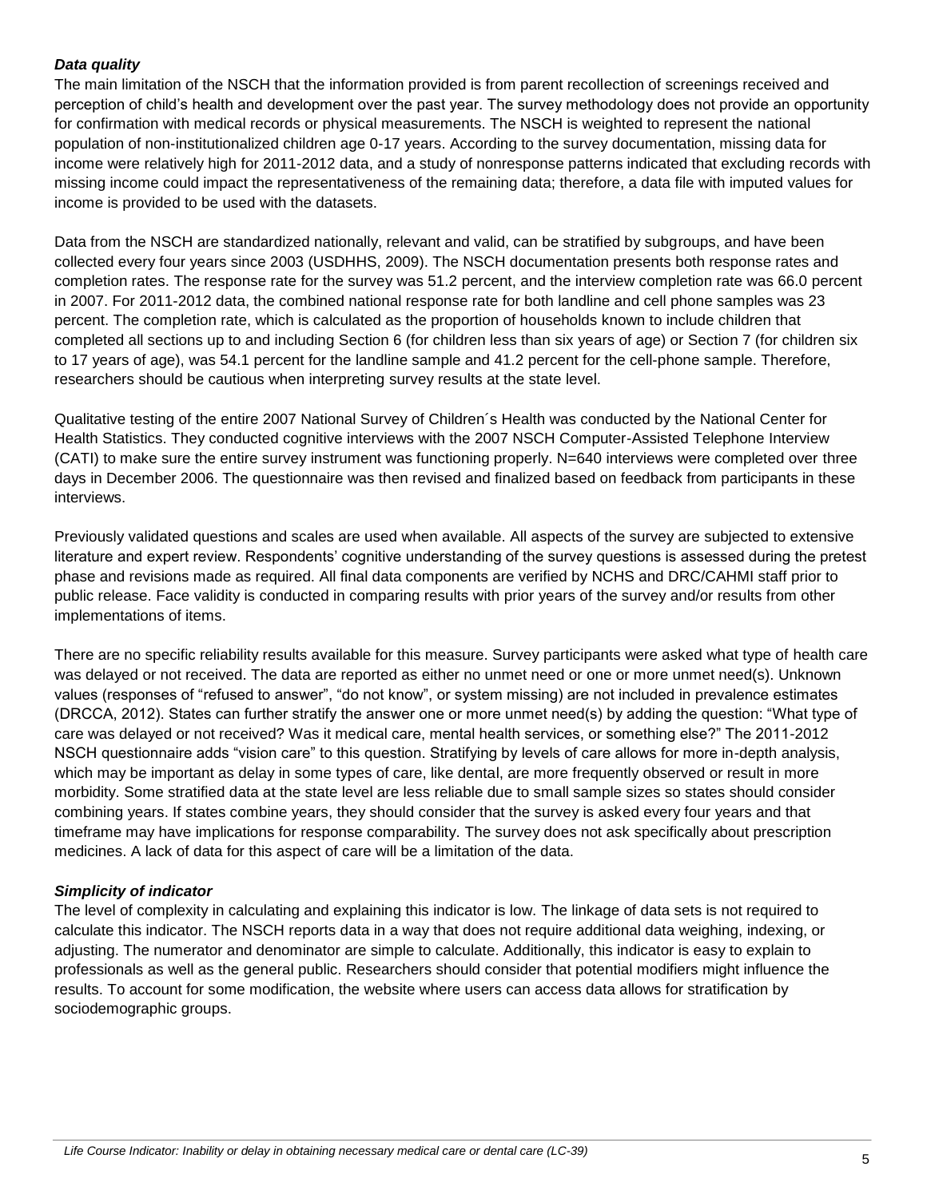### *Data quality*

The main limitation of the NSCH that the information provided is from parent recollection of screenings received and perception of child's health and development over the past year. The survey methodology does not provide an opportunity for confirmation with medical records or physical measurements. The NSCH is weighted to represent the national population of non-institutionalized children age 0-17 years. According to the survey documentation, missing data for income were relatively high for 2011-2012 data, and a study of nonresponse patterns indicated that excluding records with missing income could impact the representativeness of the remaining data; therefore, a data file with imputed values for income is provided to be used with the datasets.

Data from the NSCH are standardized nationally, relevant and valid, can be stratified by subgroups, and have been collected every four years since 2003 (USDHHS, 2009). The NSCH documentation presents both response rates and completion rates. The response rate for the survey was 51.2 percent, and the interview completion rate was 66.0 percent in 2007. For 2011-2012 data, the combined national response rate for both landline and cell phone samples was 23 percent. The completion rate, which is calculated as the proportion of households known to include children that completed all sections up to and including Section 6 (for children less than six years of age) or Section 7 (for children six to 17 years of age), was 54.1 percent for the landline sample and 41.2 percent for the cell-phone sample. Therefore, researchers should be cautious when interpreting survey results at the state level.

Qualitative testing of the entire 2007 National Survey of Children´s Health was conducted by the National Center for Health Statistics. They conducted cognitive interviews with the 2007 NSCH Computer-Assisted Telephone Interview (CATI) to make sure the entire survey instrument was functioning properly. N=640 interviews were completed over three days in December 2006. The questionnaire was then revised and finalized based on feedback from participants in these interviews.

Previously validated questions and scales are used when available. All aspects of the survey are subjected to extensive literature and expert review. Respondents' cognitive understanding of the survey questions is assessed during the pretest phase and revisions made as required. All final data components are verified by NCHS and DRC/CAHMI staff prior to public release. Face validity is conducted in comparing results with prior years of the survey and/or results from other implementations of items.

There are no specific reliability results available for this measure. Survey participants were asked what type of health care was delayed or not received. The data are reported as either no unmet need or one or more unmet need(s). Unknown values (responses of "refused to answer", "do not know", or system missing) are not included in prevalence estimates (DRCCA, 2012). States can further stratify the answer one or more unmet need(s) by adding the question: "What type of care was delayed or not received? Was it medical care, mental health services, or something else?" The 2011-2012 NSCH questionnaire adds "vision care" to this question. Stratifying by levels of care allows for more in-depth analysis, which may be important as delay in some types of care, like dental, are more frequently observed or result in more morbidity. Some stratified data at the state level are less reliable due to small sample sizes so states should consider combining years. If states combine years, they should consider that the survey is asked every four years and that timeframe may have implications for response comparability. The survey does not ask specifically about prescription medicines. A lack of data for this aspect of care will be a limitation of the data.

### *Simplicity of indicator*

The level of complexity in calculating and explaining this indicator is low. The linkage of data sets is not required to calculate this indicator. The NSCH reports data in a way that does not require additional data weighing, indexing, or adjusting. The numerator and denominator are simple to calculate. Additionally, this indicator is easy to explain to professionals as well as the general public. Researchers should consider that potential modifiers might influence the results. To account for some modification, the website where users can access data allows for stratification by sociodemographic groups.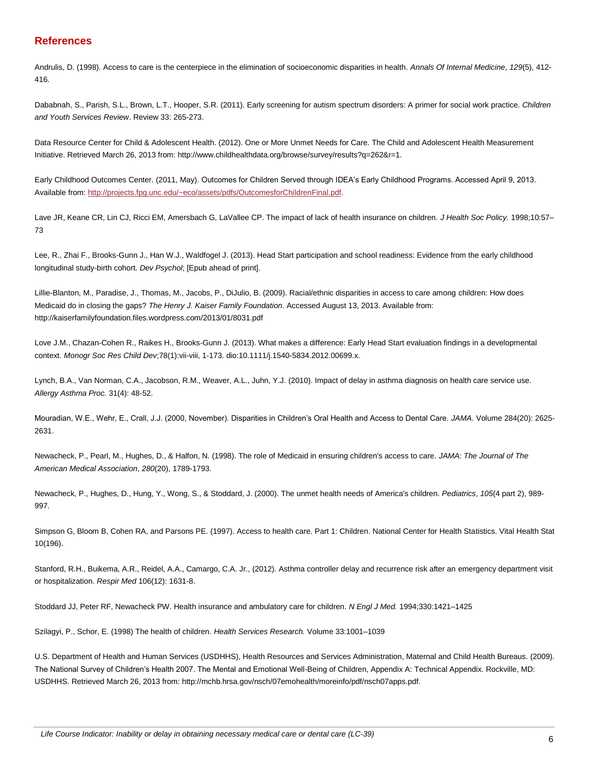## References

Andrulis, D. (1998). Access to care is the centerpiece in the elimination of socioeconomic disparities in health. *Annals Of Internal Medicine*, *129*(5), 412-416.

Dababnah, S., Parish, S.L., Brown, L.T., Hooper, S.R. (2011). Early screening for autism spectrum disorders: A primer for social work practice. *Children and Youth Services Review*. Review 33: 265-273.

Data Resource Center for Child & Adolescent Health. (2012). One or More Unmet Needs for Care. The Child and Adolescent Health Measurement Initiative. Retrieved March 26, 2013 from: http://www.childhealthdata.org/browse/survey/results?q=262&r=1.

Early Childhood Outcomes Center. (2011, May). Outcomes for Children Served through IDEA's Early Childhood Programs. Accessed April 9, 2013. Available from: [http://projects.fpg.unc.edu/~eco/assets/pdfs/OutcomesforChildrenFinal.pdf](http://projects.fpg.unc.edu/~eco/assets/pdfs/OutcomesforChildrenFinal.pdf).

Lave JR, Keane CR, Lin CJ, Ricci EM, Amersbach G, LaVallee CP. The impact of lack of health insurance on children. *J Health Soc Policy.* 1998;10:57–73

Lee, R., Zhai F., Brooks-Gunn J., Han W.J., Waldfogel J. (2013). Head Start participation and school readiness: Evidence from the early childhood longitudinal study-birth cohort. *Dev Psychol*; [Epub ahead of print].

Lillie-Blanton, M., Paradise, J., Thomas, M., Jacobs, P., DiJulio, B. (2009). Racial/ethnic disparities in access to care among children: How does Medicaid do in closing the gaps? *The Henry J. Kaiser Family Foundation*. Accessed August 13, 2013. Available from: http://kaiserfamilyfoundation.files.wordpress.com/2013/01/8031.pdf

Love J.M., Chazan-Cohen R., Raikes H., Brooks-Gunn J. (2013). What makes a difference: Early Head Start evaluation findings in a developmental context. *Monogr Soc Res Child Dev*;78(1):vii-viii, 1-173. dio:10.1111/j.1540-5834.2012.00699.x.

Lynch, B.A., Van Norman, C.A., Jacobson, R.M., Weaver, A.L., Juhn, Y.J. (2010). Impact of delay in asthma diagnosis on health care service use. *Allergy Asthma Proc.* 31(4): 48-52.

Mouradian, W.E., Wehr, E., Crall, J.J. (2000, November). Disparities in Children's Oral Health and Access to Dental Care. *JAMA*. Volume 284(20): 2625-2631.

Newacheck, P., Pearl, M., Hughes, D., & Halfon, N. (1998). The role of Medicaid in ensuring children's access to care. *JAMA: The Journal of The American Medical Association*, *280*(20), 1789-1793.

Newacheck, P., Hughes, D., Hung, Y., Wong, S., & Stoddard, J. (2000). The unmet health needs of America's children. *Pediatrics*, *105*(4 part 2), 989-997.

Simpson G, Bloom B, Cohen RA, and Parsons PE. (1997). Access to health care. Part 1: Children. National Center for Health Statistics. Vital Health Stat 10(196).

Stanford, R.H., Buikema, A.R., Reidel, A.A., Camargo, C.A. Jr., (2012). Asthma controller delay and recurrence risk after an emergency department visit or hospitalization. *Respir Med* 106(12): 1631-8.

Stoddard JJ, Peter RF, Newacheck PW. Health insurance and ambulatory care for children. *N Engl J Med.* 1994;330:1421–1425

Szilagyi, P., Schor, E. (1998) The health of children. *Health Services Research.* Volume 33:1001–1039

U.S. Department of Health and Human Services (USDHHS), Health Resources and Services Administration, Maternal and Child Health Bureaus. (2009). The National Survey of Children's Health 2007. The Mental and Emotional Well-Being of Children, Appendix A: Technical Appendix. Rockville, MD: USDHHS. Retrieved March 26, 2013 from: http://mchb.hrsa.gov/nsch/07emohealth/moreinfo/pdf/nsch07apps.pdf.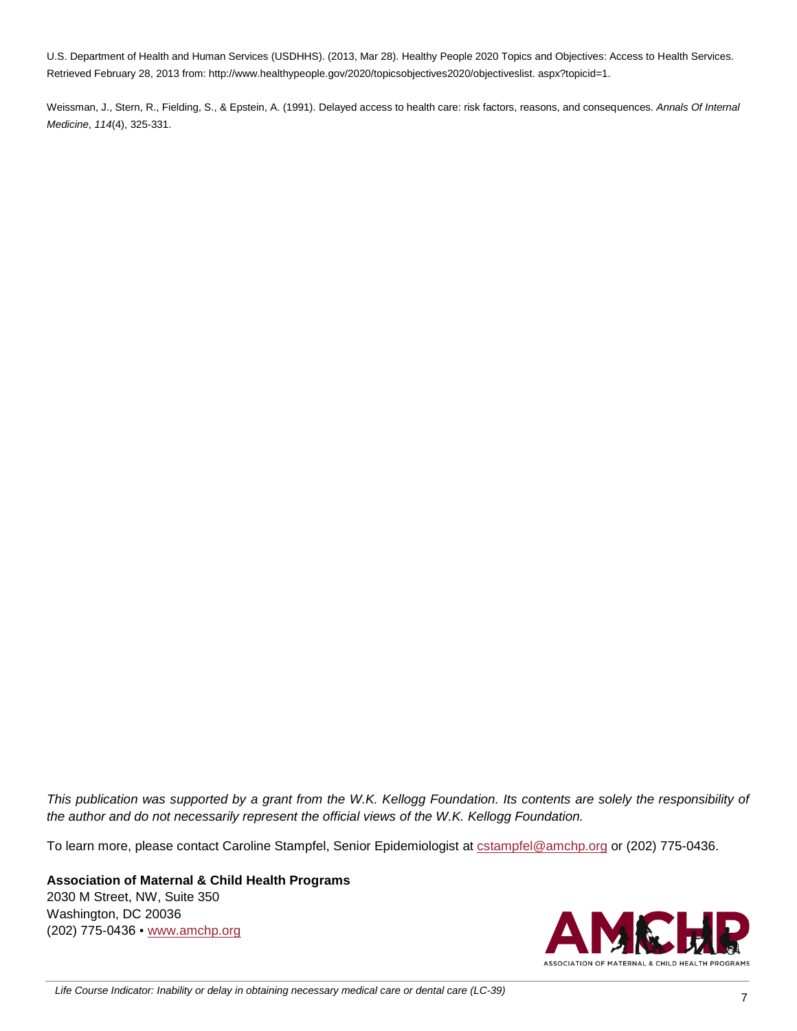U.S. Department of Health and Human Services (USDHHS). (2013, Mar 28). Healthy People 2020 Topics and Objectives: Access to Health Services. Retrieved February 28, 2013 from: http://www.healthypeople.gov/2020/topicsobjectives2020/objectiveslist. aspx?topicid=1.

Weissman, J., Stern, R., Fielding, S., & Epstein, A. (1991). Delayed access to health care: risk factors, reasons, and consequences. *Annals Of Internal Medicine*, *114*(4), 325-331.

*This publication was supported by a grant from the W.K. Kellogg Foundation. Its contents are solely the responsibility of the author and do not necessarily represent the official views of the W.K. Kellogg Foundation.*

To learn more, please contact Caroline Stampfel, Senior Epidemiologist at cstampfel@amchp.org or (202) 775-0436.

**Association of Maternal & Child Health Programs**
2030 M Street, NW, Suite 350
Washington, DC 20036
(202) 775-0436 ▪ www.amchp.org

AMCHP
ASSOCIATION OF MATERNAL & CHILD HEALTH PROGRAMS